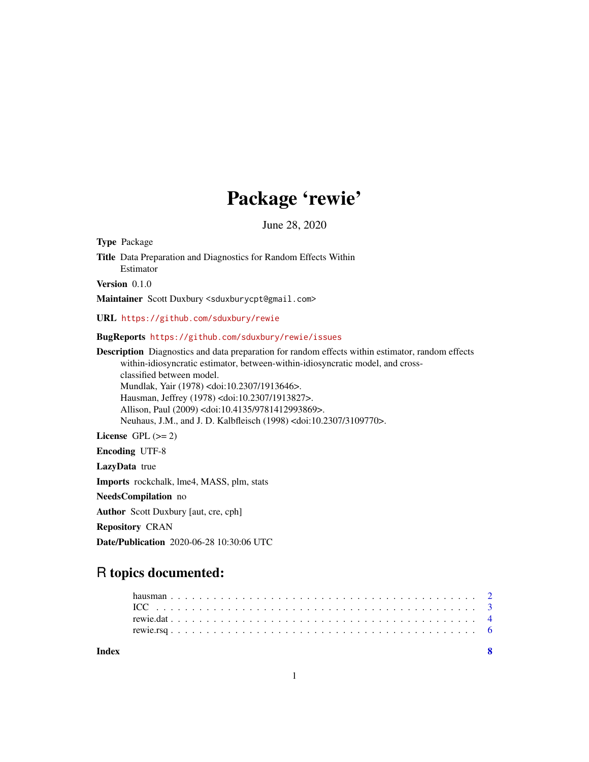# Package 'rewie'

June 28, 2020

**Type** Package

**Title** Data Preparation and Diagnostics for Random Effects Within Estimator

**Version** 0.1.0

**Maintainer** Scott Duxbury <sduxburycpt@gmail.com>

**URL** https://github.com/sduxbury/rewie

**BugReports** https://github.com/sduxbury/rewie/issues

**Description** Diagnostics and data preparation for random effects within estimator, random effects within-idiosyncratic estimator, between-within-idiosyncratic model, and cross-classified between model.
Mundlak, Yair (1978) <doi:10.2307/1913646>.
Hausman, Jeffrey (1978) <doi:10.2307/1913827>.
Allison, Paul (2009) <doi:10.4135/9781412993869>.
Neuhaus, J.M., and J. D. Kalbfleisch (1998) <doi:10.2307/3109770>.

**License** GPL (>= 2)

**Encoding** UTF-8

**LazyData** true

**Imports** rockchalk, lme4, MASS, plm, stats

**NeedsCompilation** no

**Author** Scott Duxbury [aut, cre, cph]

**Repository** CRAN

**Date/Publication** 2020-06-28 10:30:06 UTC

## R topics documented:

- hausman . . . . . . . . . . . . . . . . . . . . . . . . . . . . . . . . . . . . . . . . . 2
- ICC . . . . . . . . . . . . . . . . . . . . . . . . . . . . . . . . . . . . . . . . . . . . 3
- rewie.dat . . . . . . . . . . . . . . . . . . . . . . . . . . . . . . . . . . . . . . . . 4
- rewie.rsq . . . . . . . . . . . . . . . . . . . . . . . . . . . . . . . . . . . . . . . . 6

**Index** 8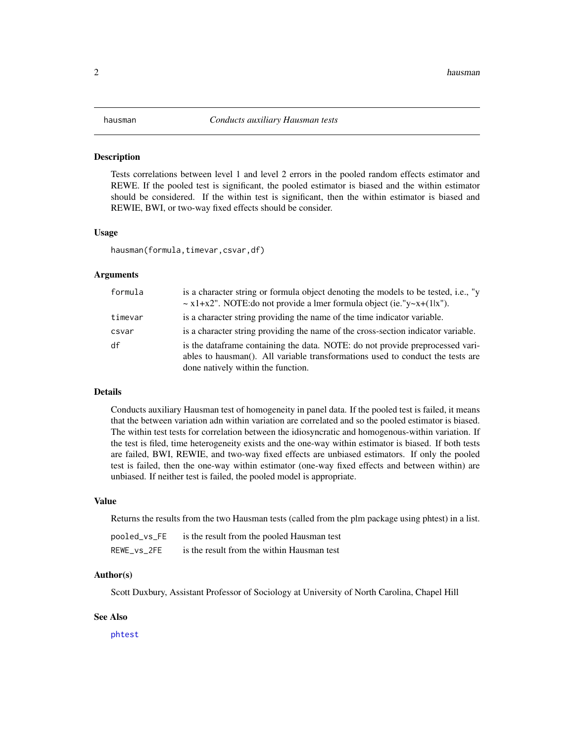hausman *Conducts auxiliary Hausman tests*

## Description

Tests correlations between level 1 and level 2 errors in the pooled random effects estimator and REWE. If the pooled test is significant, the pooled estimator is biased and the within estimator should be considered. If the within test is significant, then the within estimator is biased and REWIE, BWI, or two-way fixed effects should be consider.

## Usage

```
hausman(formula,timevar,csvar,df)
```

## Arguments

| | |
|---|---|
| `formula` | is a character string or formula object denoting the models to be tested, i.e., "y ~ x1+x2". NOTE:do not provide a lmer formula object (ie."y~x+(1\|x"). |
| `timevar` | is a character string providing the name of the time indicator variable. |
| `csvar` | is a character string providing the name of the cross-section indicator variable. |
| `df` | is the dataframe containing the data. NOTE: do not provide preprocessed variables to hausman(). All variable transformations used to conduct the tests are done natively within the function. |

## Details

Conducts auxiliary Hausman test of homogeneity in panel data. If the pooled test is failed, it means that the between variation adn within variation are correlated and so the pooled estimator is biased. The within test tests for correlation between the idiosyncratic and homogenous-within variation. If the test is filed, time heterogeneity exists and the one-way within estimator is biased. If both tests are failed, BWI, REWIE, and two-way fixed effects are unbiased estimators. If only the pooled test is failed, then the one-way within estimator (one-way fixed effects and between within) are unbiased. If neither test is failed, the pooled model is appropriate.

## Value

Returns the results from the two Hausman tests (called from the plm package using phtest) in a list.

| | |
|---|---|
| `pooled_vs_FE` | is the result from the pooled Hausman test |
| `REWE_vs_2FE` | is the result from the within Hausman test |

## Author(s)

Scott Duxbury, Assistant Professor of Sociology at University of North Carolina, Chapel Hill

## See Also

`phtest`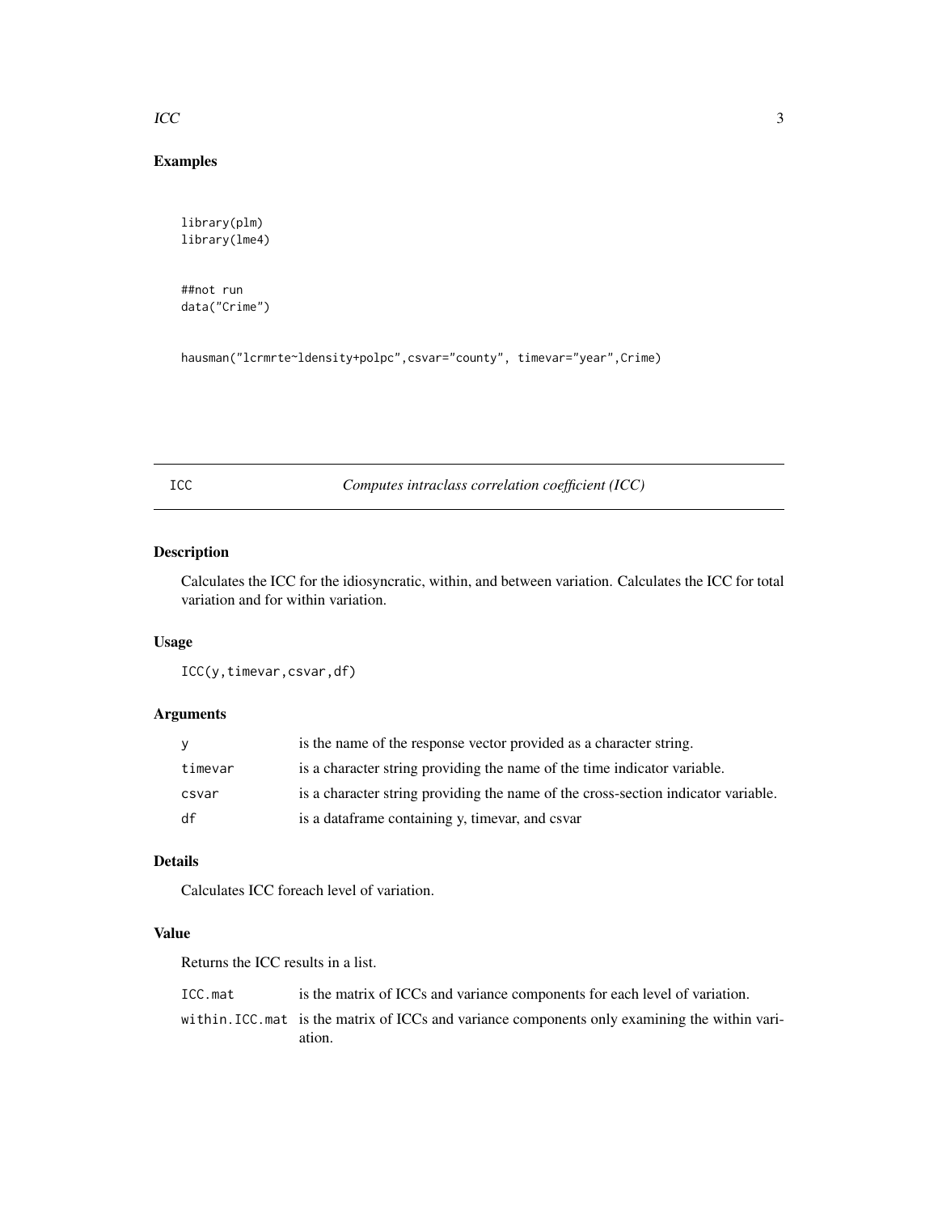## Examples

```
library(plm)
library(lme4)


##not run
data("Crime")


hausman("lcrmrte~ldensity+polpc",csvar="county", timevar="year",Crime)
```

---

## ICC *Computes intraclass correlation coefficient (ICC)*

---

### Description

Calculates the ICC for the idiosyncratic, within, and between variation. Calculates the ICC for total variation and for within variation.

### Usage

```
ICC(y,timevar,csvar,df)
```

### Arguments

| | |
|---|---|
| y | is the name of the response vector provided as a character string. |
| timevar | is a character string providing the name of the time indicator variable. |
| csvar | is a character string providing the name of the cross-section indicator variable. |
| df | is a dataframe containing y, timevar, and csvar |

### Details

Calculates ICC foreach level of variation.

### Value

Returns the ICC results in a list.

| | |
|---|---|
| ICC.mat | is the matrix of ICCs and variance components for each level of variation. |
| within.ICC.mat | is the matrix of ICCs and variance components only examining the within variation. |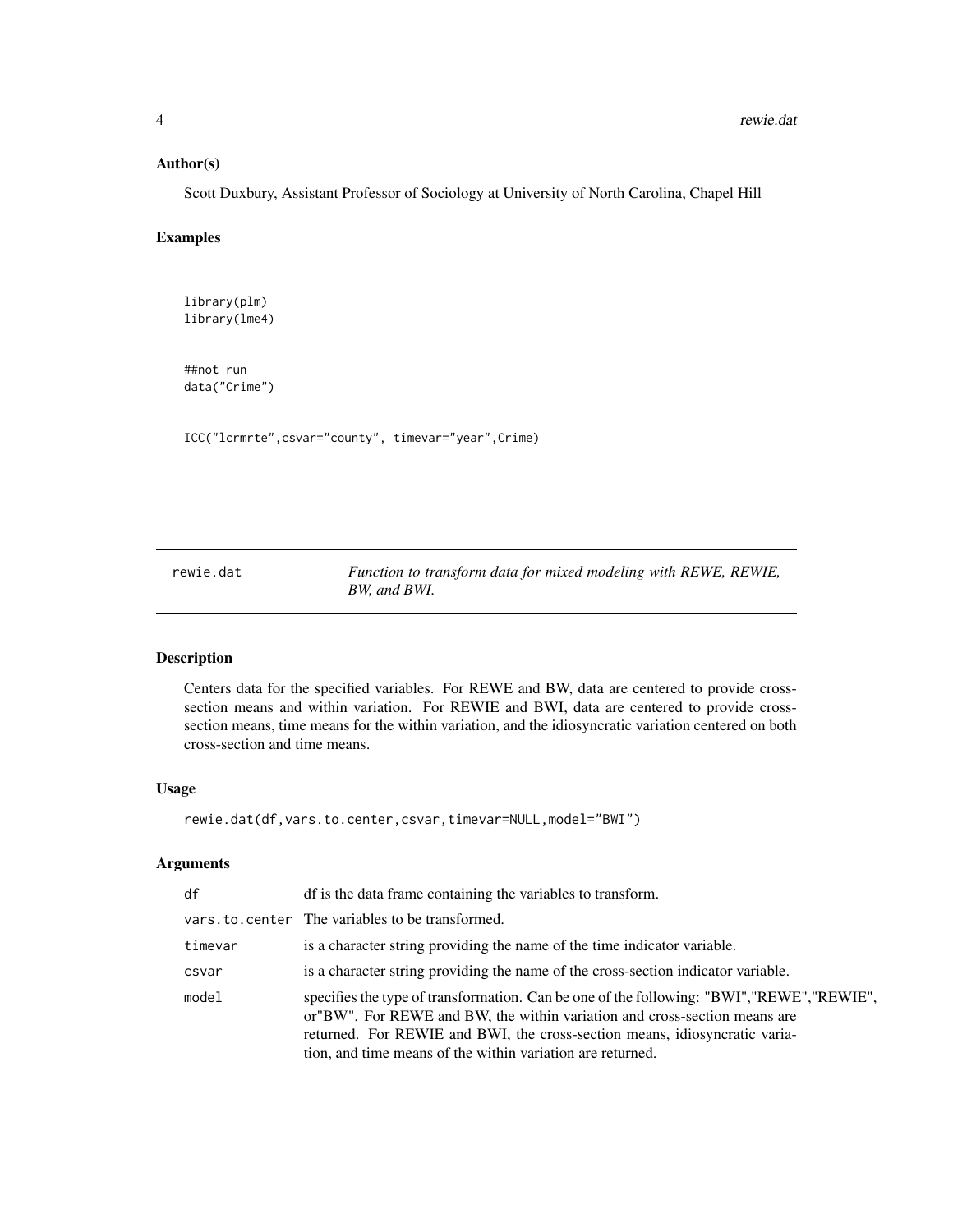### Author(s)

Scott Duxbury, Assistant Professor of Sociology at University of North Carolina, Chapel Hill

### Examples

```
library(plm)
library(lme4)


##not run
data("Crime")


ICC("lcrmrte",csvar="county", timevar="year",Crime)
```

---

## rewie.dat

*Function to transform data for mixed modeling with REWE, REWIE, BW, and BWI.*

---

### Description

Centers data for the specified variables. For REWE and BW, data are centered to provide cross-section means and within variation. For REWIE and BWI, data are centered to provide cross-section means, time means for the within variation, and the idiosyncratic variation centered on both cross-section and time means.

### Usage

```
rewie.dat(df,vars.to.center,csvar,timevar=NULL,model="BWI")
```

### Arguments

| | |
|---|---|
| `df` | df is the data frame containing the variables to transform. |
| `vars.to.center` | The variables to be transformed. |
| `timevar` | is a character string providing the name of the time indicator variable. |
| `csvar` | is a character string providing the name of the cross-section indicator variable. |
| `model` | specifies the type of transformation. Can be one of the following: "BWI","REWE","REWIE", or"BW". For REWE and BW, the within variation and cross-section means are returned. For REWIE and BWI, the cross-section means, idiosyncratic variation, and time means of the within variation are returned. |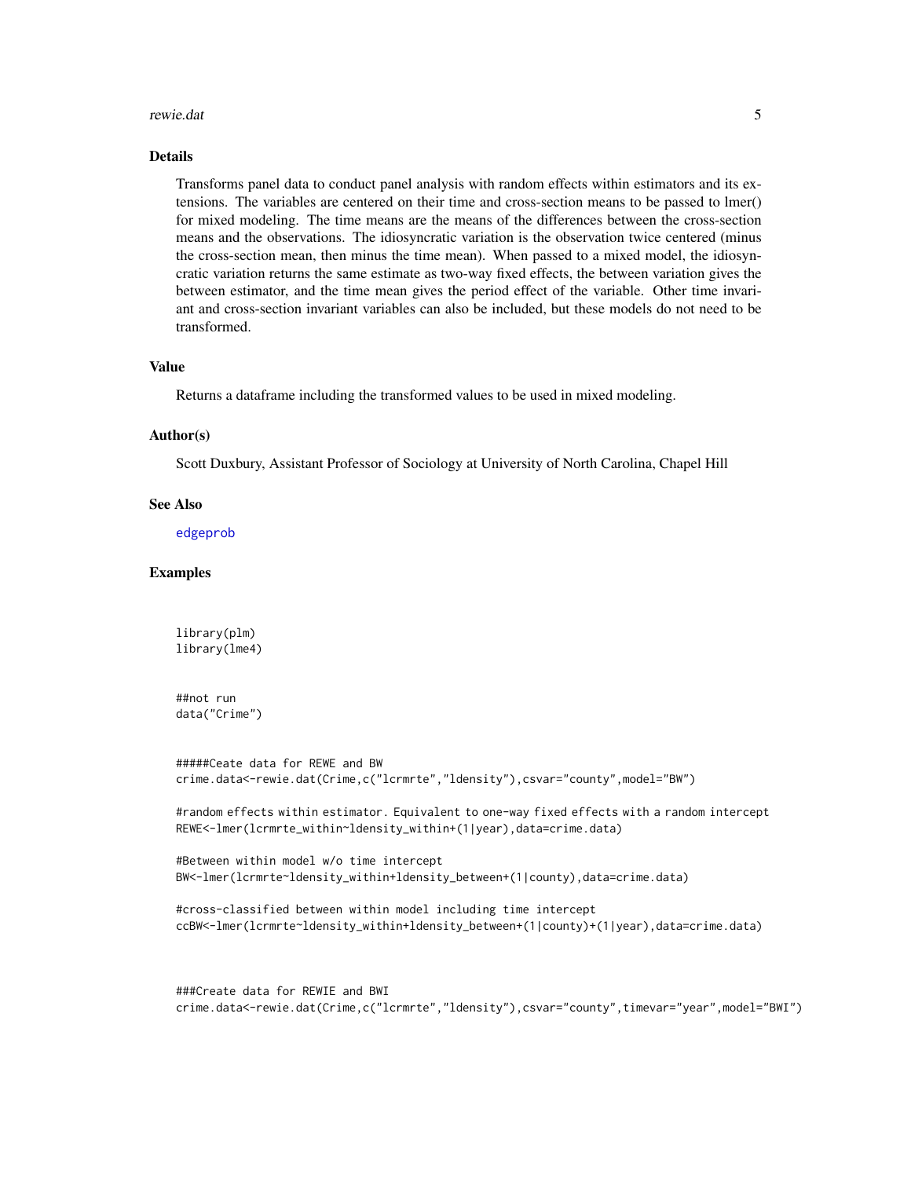## Details

Transforms panel data to conduct panel analysis with random effects within estimators and its extensions. The variables are centered on their time and cross-section means to be passed to lmer() for mixed modeling. The time means are the means of the differences between the cross-section means and the observations. The idiosyncratic variation is the observation twice centered (minus the cross-section mean, then minus the time mean). When passed to a mixed model, the idiosyncratic variation returns the same estimate as two-way fixed effects, the between variation gives the between estimator, and the time mean gives the period effect of the variable. Other time invariant and cross-section invariant variables can also be included, but these models do not need to be transformed.

## Value

Returns a dataframe including the transformed values to be used in mixed modeling.

## Author(s)

Scott Duxbury, Assistant Professor of Sociology at University of North Carolina, Chapel Hill

## See Also

edgeprob

## Examples

```
library(plm)
library(lme4)


##not run
data("Crime")


#####Ceate data for REWE and BW
crime.data<-rewie.dat(Crime,c("lcrmrte","ldensity"),csvar="county",model="BW")

#random effects within estimator. Equivalent to one-way fixed effects with a random intercept
REWE<-lmer(lcrmrte_within~ldensity_within+(1|year),data=crime.data)

#Between within model w/o time intercept
BW<-lmer(lcrmrte~ldensity_within+ldensity_between+(1|county),data=crime.data)

#cross-classified between within model including time intercept
ccBW<-lmer(lcrmrte~ldensity_within+ldensity_between+(1|county)+(1|year),data=crime.data)



###Create data for REWIE and BWI
crime.data<-rewie.dat(Crime,c("lcrmrte","ldensity"),csvar="county",timevar="year",model="BWI")
```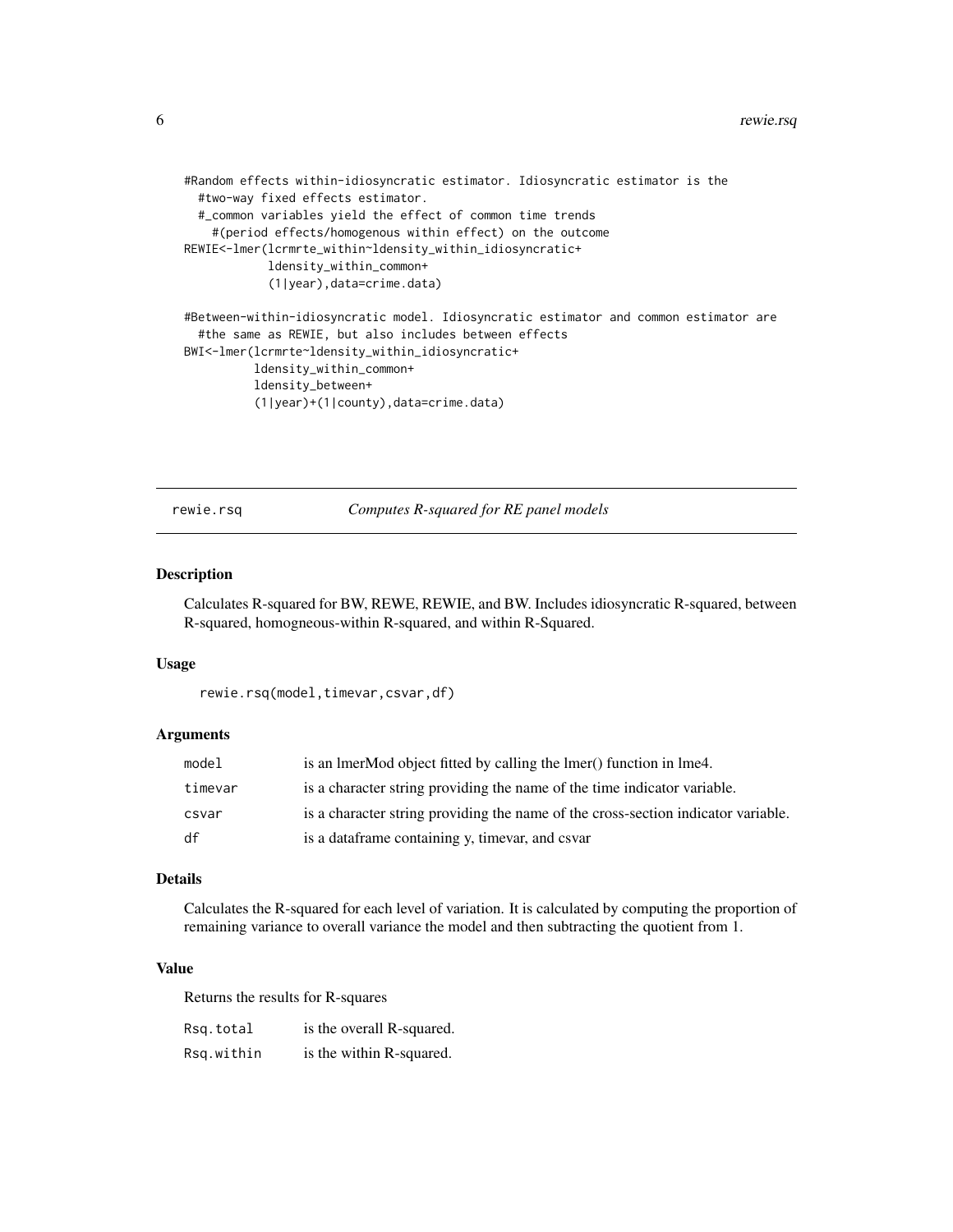```
#Random effects within-idiosyncratic estimator. Idiosyncratic estimator is the
  #two-way fixed effects estimator.
  #_common variables yield the effect of common time trends
    #(period effects/homogenous within effect) on the outcome
REWIE<-lmer(lcrmrte_within~ldensity_within_idiosyncratic+
            ldensity_within_common+
            (1|year),data=crime.data)

#Between-within-idiosyncratic model. Idiosyncratic estimator and common estimator are
  #the same as REWIE, but also includes between effects
BWI<-lmer(lcrmrte~ldensity_within_idiosyncratic+
          ldensity_within_common+
          ldensity_between+
          (1|year)+(1|county),data=crime.data)
```

---

## rewie.rsq — *Computes R-squared for RE panel models*

### Description

Calculates R-squared for BW, REWE, REWIE, and BW. Includes idiosyncratic R-squared, between R-squared, homogeneous-within R-squared, and within R-Squared.

### Usage

```
rewie.rsq(model,timevar,csvar,df)
```

### Arguments

| | |
|---|---|
| `model` | is an lmerMod object fitted by calling the lmer() function in lme4. |
| `timevar` | is a character string providing the name of the time indicator variable. |
| `csvar` | is a character string providing the name of the cross-section indicator variable. |
| `df` | is a dataframe containing y, timevar, and csvar |

### Details

Calculates the R-squared for each level of variation. It is calculated by computing the proportion of remaining variance to overall variance the model and then subtracting the quotient from 1.

### Value

Returns the results for R-squares

| | |
|---|---|
| `Rsq.total` | is the overall R-squared. |
| `Rsq.within` | is the within R-squared. |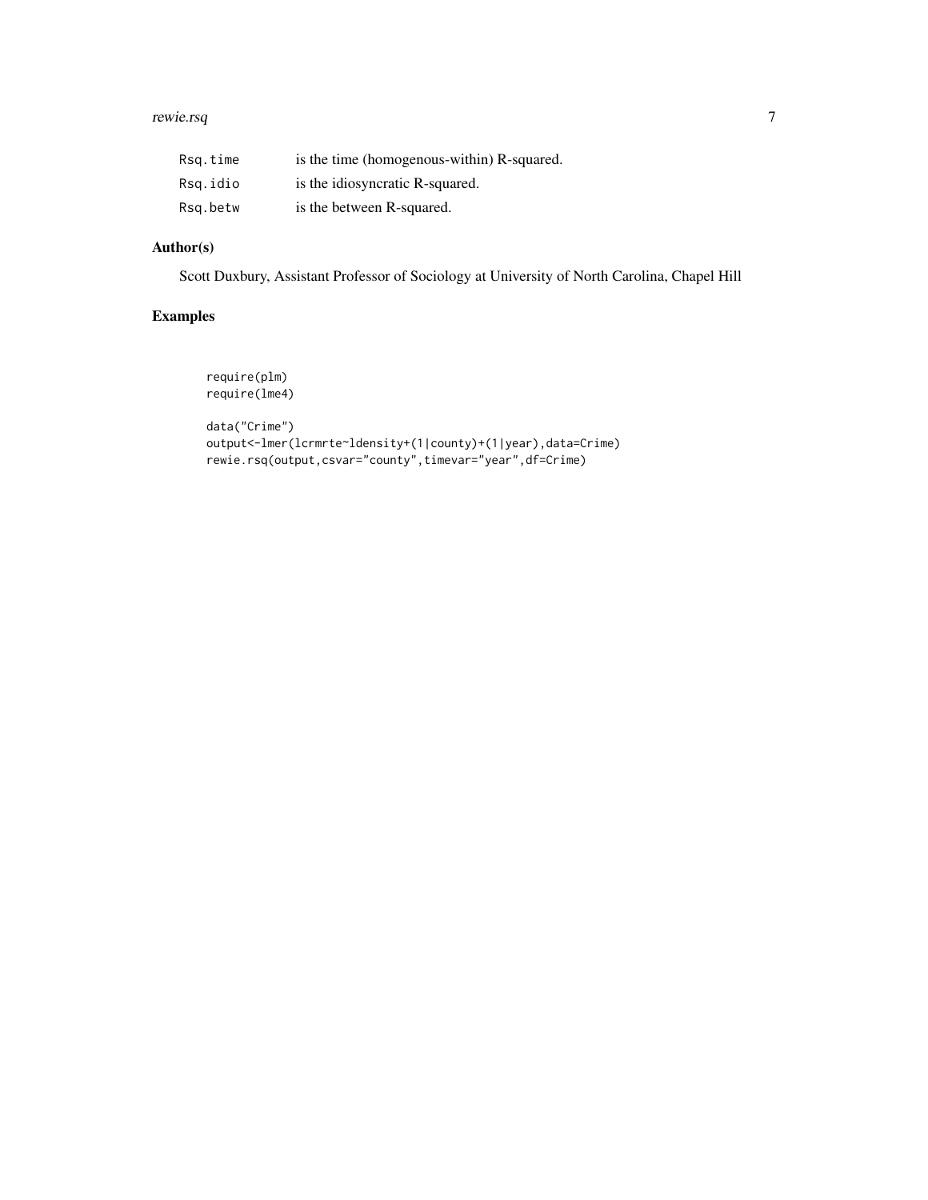| | |
|---|---|
| Rsq.time | is the time (homogenous-within) R-squared. |
| Rsq.idio | is the idiosyncratic R-squared. |
| Rsq.betw | is the between R-squared. |

## Author(s)

Scott Duxbury, Assistant Professor of Sociology at University of North Carolina, Chapel Hill

## Examples

```
require(plm)
require(lme4)

data("Crime")
output<-lmer(lcrmrte~ldensity+(1|county)+(1|year),data=Crime)
rewie.rsq(output,csvar="county",timevar="year",df=Crime)
```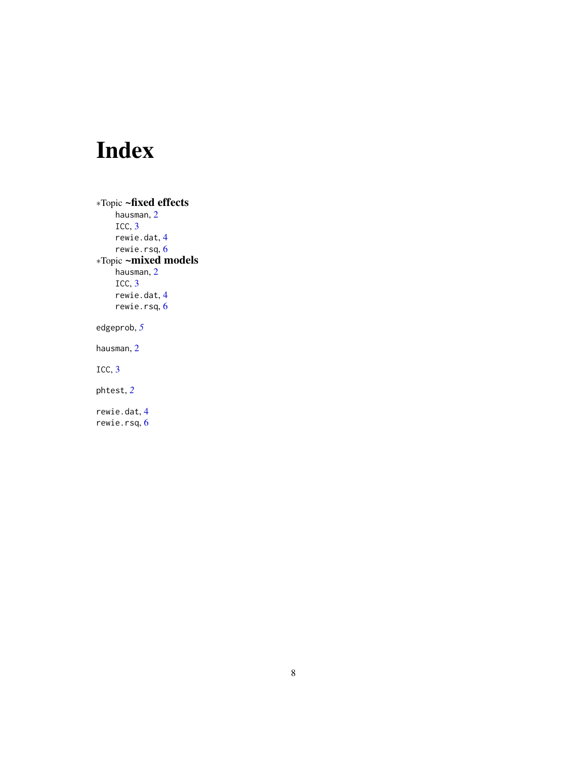# Index

*Topic **~fixed effects**
- hausman, 2
- ICC, 3
- rewie.dat, 4
- rewie.rsq, 6

*Topic **~mixed models**
- hausman, 2
- ICC, 3
- rewie.dat, 4
- rewie.rsq, 6

edgeprob, *5*

hausman, 2

ICC, 3

phtest, *2*

rewie.dat, 4
rewie.rsq, 6